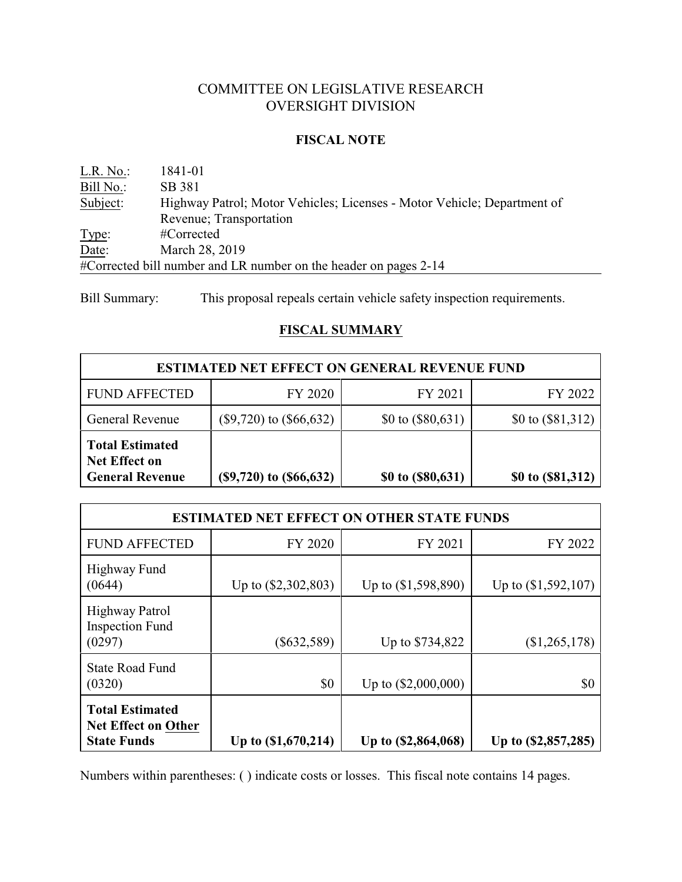# COMMITTEE ON LEGISLATIVE RESEARCH
# OVERSIGHT DIVISION

## FISCAL NOTE

L.R. No.: 1841-01
Bill No.: SB 381
Subject: Highway Patrol; Motor Vehicles; Licenses - Motor Vehicle; Department of Revenue; Transportation
Type: #Corrected
Date: March 28, 2019
#Corrected bill number and LR number on the header on pages 2-14

Bill Summary: This proposal repeals certain vehicle safety inspection requirements.

## FISCAL SUMMARY

| ESTIMATED NET EFFECT ON GENERAL REVENUE FUND | | | |
|---|---|---|---|
| FUND AFFECTED | FY 2020 | FY 2021 | FY 2022 |
| General Revenue | ($9,720) to ($66,632) | $0 to ($80,631) | $0 to ($81,312) |
| **Total Estimated Net Effect on General Revenue** | **($9,720) to ($66,632)** | **$0 to ($80,631)** | **$0 to ($81,312)** |

| ESTIMATED NET EFFECT ON OTHER STATE FUNDS | | | |
|---|---|---|---|
| FUND AFFECTED | FY 2020 | FY 2021 | FY 2022 |
| Highway Fund (0644) | Up to ($2,302,803) | Up to ($1,598,890) | Up to ($1,592,107) |
| Highway Patrol Inspection Fund (0297) | ($632,589) | Up to $734,822 | ($1,265,178) |
| State Road Fund (0320) | $0 | Up to ($2,000,000) | $0 |
| **Total Estimated Net Effect on Other State Funds** | **Up to ($1,670,214)** | **Up to ($2,864,068)** | **Up to ($2,857,285)** |

Numbers within parentheses: ( ) indicate costs or losses. This fiscal note contains 14 pages.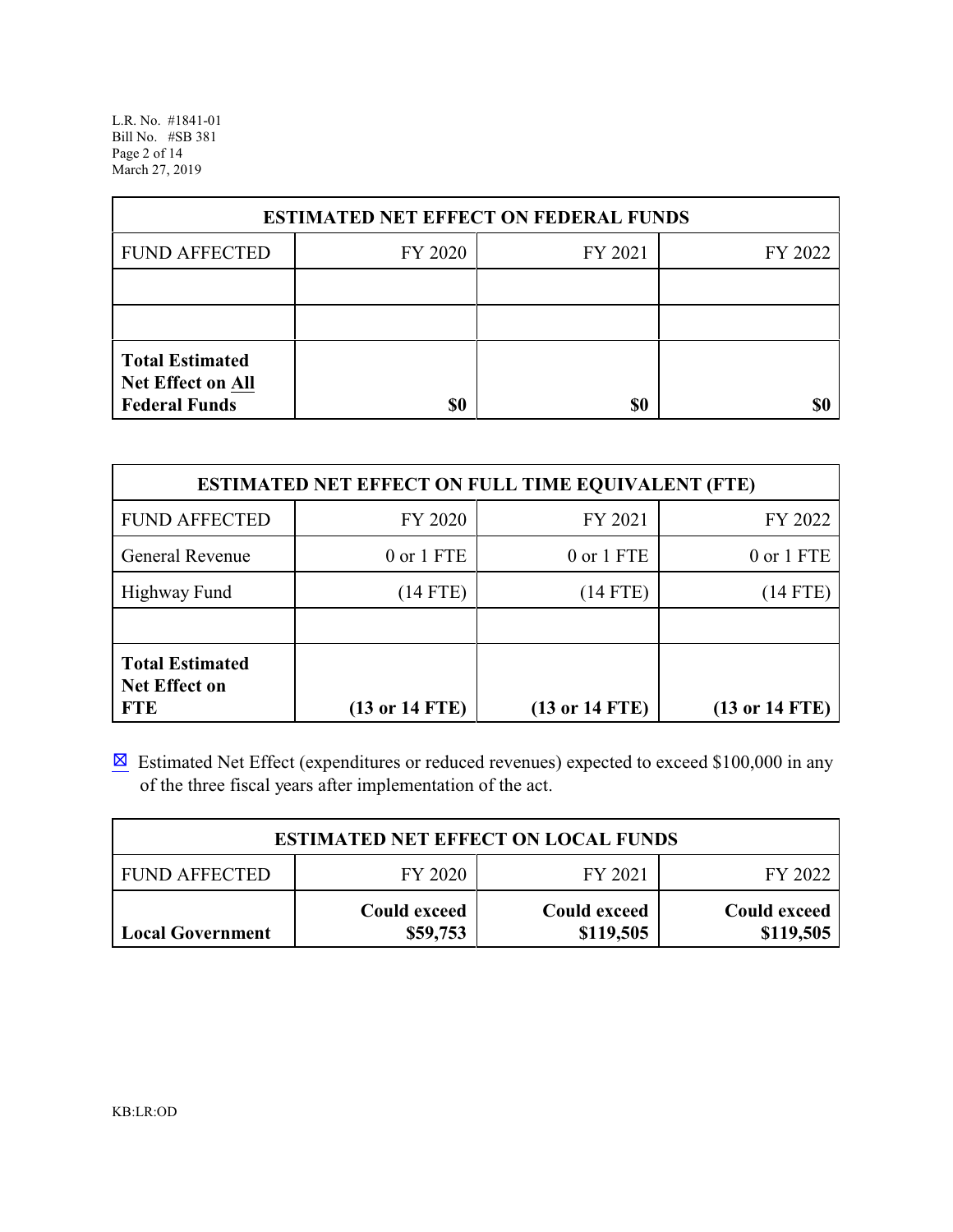| ESTIMATED NET EFFECT ON FEDERAL FUNDS | | | |
|---|---|---|---|
| FUND AFFECTED | FY 2020 | FY 2021 | FY 2022 |
| | | | |
| | | | |
| **Total Estimated Net Effect on All Federal Funds** | **$0** | **$0** | **$0** |

| ESTIMATED NET EFFECT ON FULL TIME EQUIVALENT (FTE) | | | |
|---|---|---|---|
| FUND AFFECTED | FY 2020 | FY 2021 | FY 2022 |
| General Revenue | 0 or 1 FTE | 0 or 1 FTE | 0 or 1 FTE |
| Highway Fund | (14 FTE) | (14 FTE) | (14 FTE) |
| | | | |
| **Total Estimated Net Effect on FTE** | **(13 or 14 FTE)** | **(13 or 14 FTE)** | **(13 or 14 FTE)** |

☒ Estimated Net Effect (expenditures or reduced revenues) expected to exceed $100,000 in any of the three fiscal years after implementation of the act.

| ESTIMATED NET EFFECT ON LOCAL FUNDS | | | |
|---|---|---|---|
| FUND AFFECTED | FY 2020 | FY 2021 | FY 2022 |
| **Local Government** | **Could exceed $59,753** | **Could exceed $119,505** | **Could exceed $119,505** |

KB:LR:OD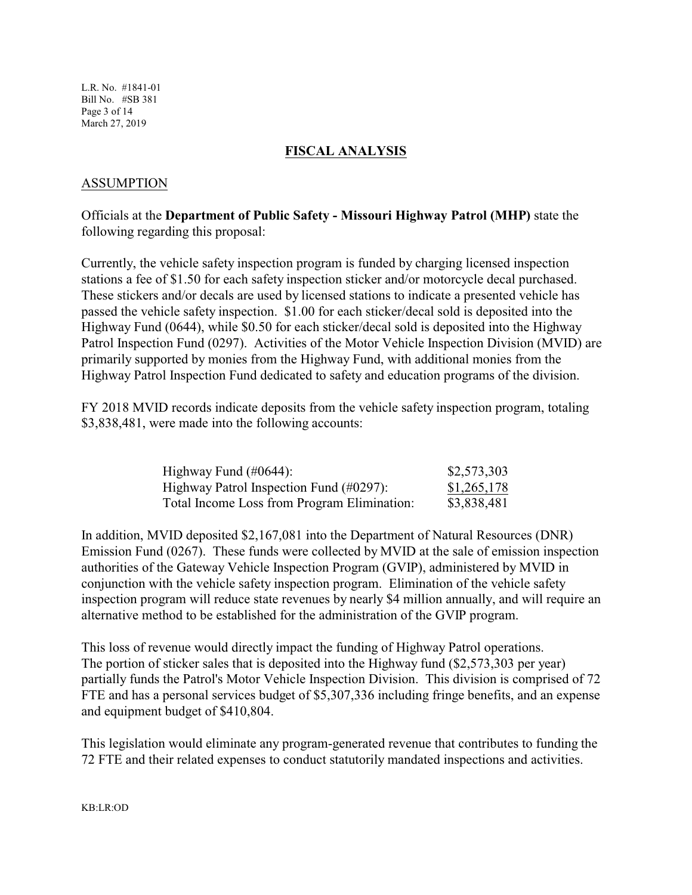## FISCAL ANALYSIS

### ASSUMPTION

Officials at the **Department of Public Safety - Missouri Highway Patrol (MHP)** state the following regarding this proposal:

Currently, the vehicle safety inspection program is funded by charging licensed inspection stations a fee of $1.50 for each safety inspection sticker and/or motorcycle decal purchased. These stickers and/or decals are used by licensed stations to indicate a presented vehicle has passed the vehicle safety inspection. $1.00 for each sticker/decal sold is deposited into the Highway Fund (0644), while $0.50 for each sticker/decal sold is deposited into the Highway Patrol Inspection Fund (0297). Activities of the Motor Vehicle Inspection Division (MVID) are primarily supported by monies from the Highway Fund, with additional monies from the Highway Patrol Inspection Fund dedicated to safety and education programs of the division.

FY 2018 MVID records indicate deposits from the vehicle safety inspection program, totaling $3,838,481, were made into the following accounts:

| | |
|---|---|
| Highway Fund (#0644): | $2,573,303 |
| Highway Patrol Inspection Fund (#0297): | $1,265,178 |
| Total Income Loss from Program Elimination: | $3,838,481 |

In addition, MVID deposited $2,167,081 into the Department of Natural Resources (DNR) Emission Fund (0267). These funds were collected by MVID at the sale of emission inspection authorities of the Gateway Vehicle Inspection Program (GVIP), administered by MVID in conjunction with the vehicle safety inspection program. Elimination of the vehicle safety inspection program will reduce state revenues by nearly $4 million annually, and will require an alternative method to be established for the administration of the GVIP program.

This loss of revenue would directly impact the funding of Highway Patrol operations. The portion of sticker sales that is deposited into the Highway fund ($2,573,303 per year) partially funds the Patrol's Motor Vehicle Inspection Division. This division is comprised of 72 FTE and has a personal services budget of $5,307,336 including fringe benefits, and an expense and equipment budget of $410,804.

This legislation would eliminate any program-generated revenue that contributes to funding the 72 FTE and their related expenses to conduct statutorily mandated inspections and activities.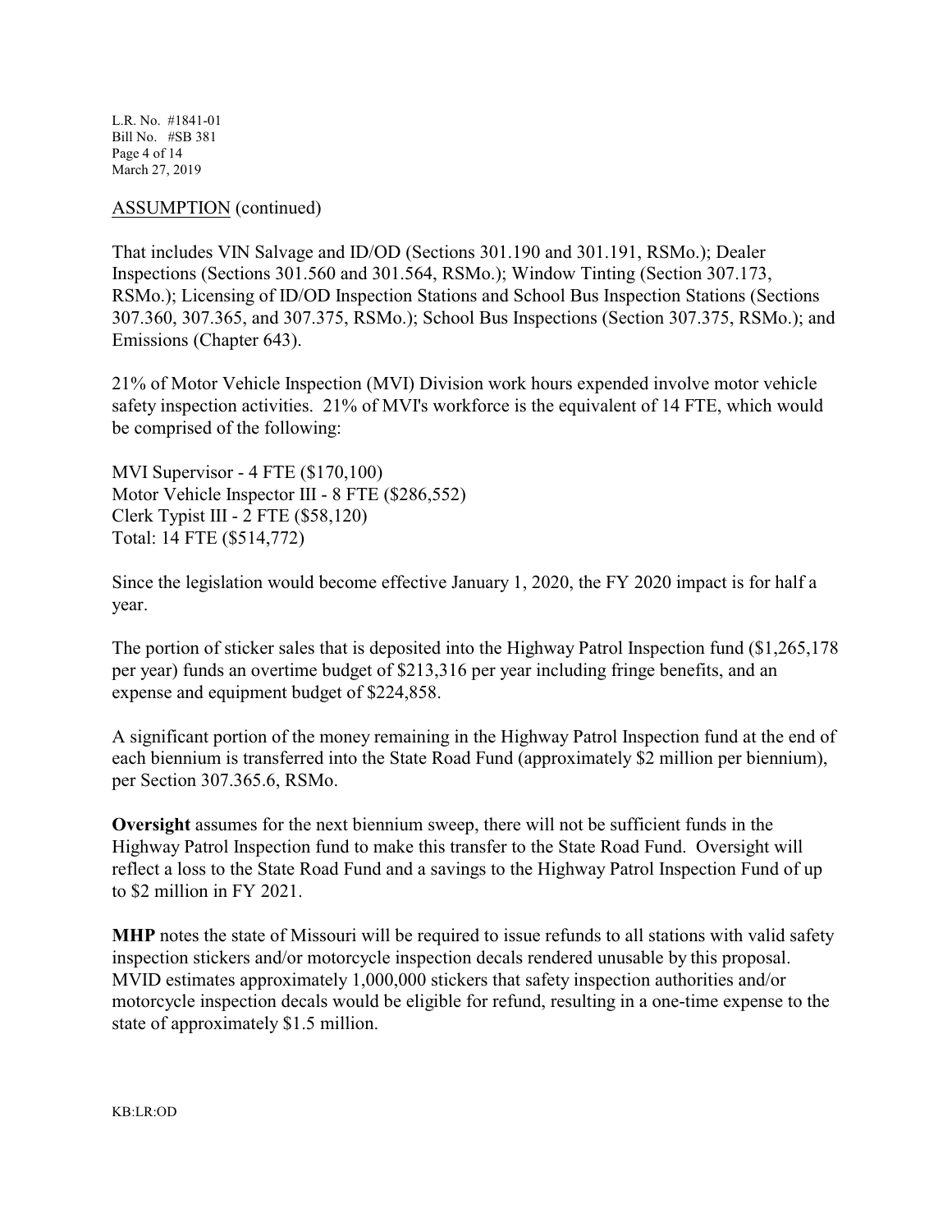ASSUMPTION (continued)

That includes VIN Salvage and ID/OD (Sections 301.190 and 301.191, RSMo.); Dealer Inspections (Sections 301.560 and 301.564, RSMo.); Window Tinting (Section 307.173, RSMo.); Licensing of ID/OD Inspection Stations and School Bus Inspection Stations (Sections 307.360, 307.365, and 307.375, RSMo.); School Bus Inspections (Section 307.375, RSMo.); and Emissions (Chapter 643).

21% of Motor Vehicle Inspection (MVI) Division work hours expended involve motor vehicle safety inspection activities. 21% of MVI's workforce is the equivalent of 14 FTE, which would be comprised of the following:

MVI Supervisor - 4 FTE ($170,100)
Motor Vehicle Inspector III - 8 FTE ($286,552)
Clerk Typist III - 2 FTE ($58,120)
Total: 14 FTE ($514,772)

Since the legislation would become effective January 1, 2020, the FY 2020 impact is for half a year.

The portion of sticker sales that is deposited into the Highway Patrol Inspection fund ($1,265,178 per year) funds an overtime budget of $213,316 per year including fringe benefits, and an expense and equipment budget of $224,858.

A significant portion of the money remaining in the Highway Patrol Inspection fund at the end of each biennium is transferred into the State Road Fund (approximately $2 million per biennium), per Section 307.365.6, RSMo.

**Oversight** assumes for the next biennium sweep, there will not be sufficient funds in the Highway Patrol Inspection fund to make this transfer to the State Road Fund. Oversight will reflect a loss to the State Road Fund and a savings to the Highway Patrol Inspection Fund of up to $2 million in FY 2021.

**MHP** notes the state of Missouri will be required to issue refunds to all stations with valid safety inspection stickers and/or motorcycle inspection decals rendered unusable by this proposal. MVID estimates approximately 1,000,000 stickers that safety inspection authorities and/or motorcycle inspection decals would be eligible for refund, resulting in a one-time expense to the state of approximately $1.5 million.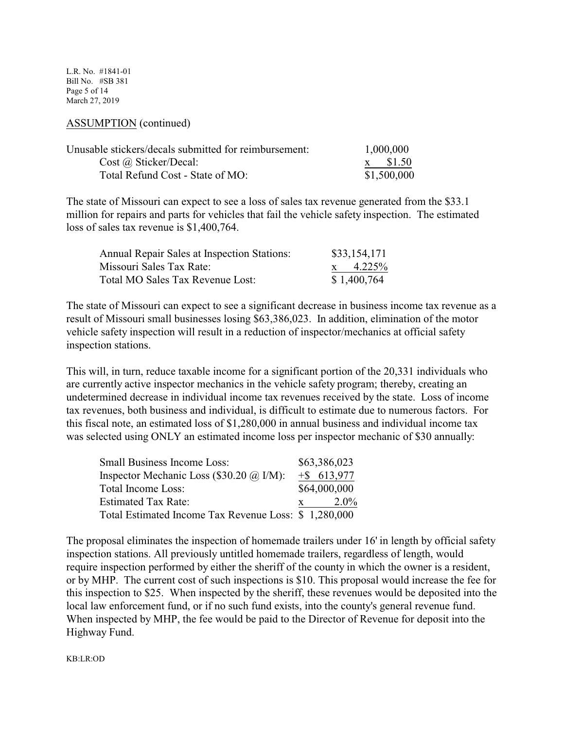ASSUMPTION (continued)

| | |
|---|---|
| Unusable stickers/decals submitted for reimbursement: | 1,000,000 |
| Cost @ Sticker/Decal: | x $1.50 |
| Total Refund Cost - State of MO: | $1,500,000 |

The state of Missouri can expect to see a loss of sales tax revenue generated from the $33.1 million for repairs and parts for vehicles that fail the vehicle safety inspection. The estimated loss of sales tax revenue is $1,400,764.

| | |
|---|---|
| Annual Repair Sales at Inspection Stations: | $33,154,171 |
| Missouri Sales Tax Rate: | x 4.225% |
| Total MO Sales Tax Revenue Lost: | $ 1,400,764 |

The state of Missouri can expect to see a significant decrease in business income tax revenue as a result of Missouri small businesses losing $63,386,023. In addition, elimination of the motor vehicle safety inspection will result in a reduction of inspector/mechanics at official safety inspection stations.

This will, in turn, reduce taxable income for a significant portion of the 20,331 individuals who are currently active inspector mechanics in the vehicle safety program; thereby, creating an undetermined decrease in individual income tax revenues received by the state. Loss of income tax revenues, both business and individual, is difficult to estimate due to numerous factors. For this fiscal note, an estimated loss of $1,280,000 in annual business and individual income tax was selected using ONLY an estimated income loss per inspector mechanic of $30 annually:

| | |
|---|---|
| Small Business Income Loss: | $63,386,023 |
| Inspector Mechanic Loss ($30.20 @ I/M): | +$ 613,977 |
| Total Income Loss: | $64,000,000 |
| Estimated Tax Rate: | x 2.0% |
| Total Estimated Income Tax Revenue Loss: | $ 1,280,000 |

The proposal eliminates the inspection of homemade trailers under 16' in length by official safety inspection stations. All previously untitled homemade trailers, regardless of length, would require inspection performed by either the sheriff of the county in which the owner is a resident, or by MHP. The current cost of such inspections is $10. This proposal would increase the fee for this inspection to $25. When inspected by the sheriff, these revenues would be deposited into the local law enforcement fund, or if no such fund exists, into the county's general revenue fund. When inspected by MHP, the fee would be paid to the Director of Revenue for deposit into the Highway Fund.

KB:LR:OD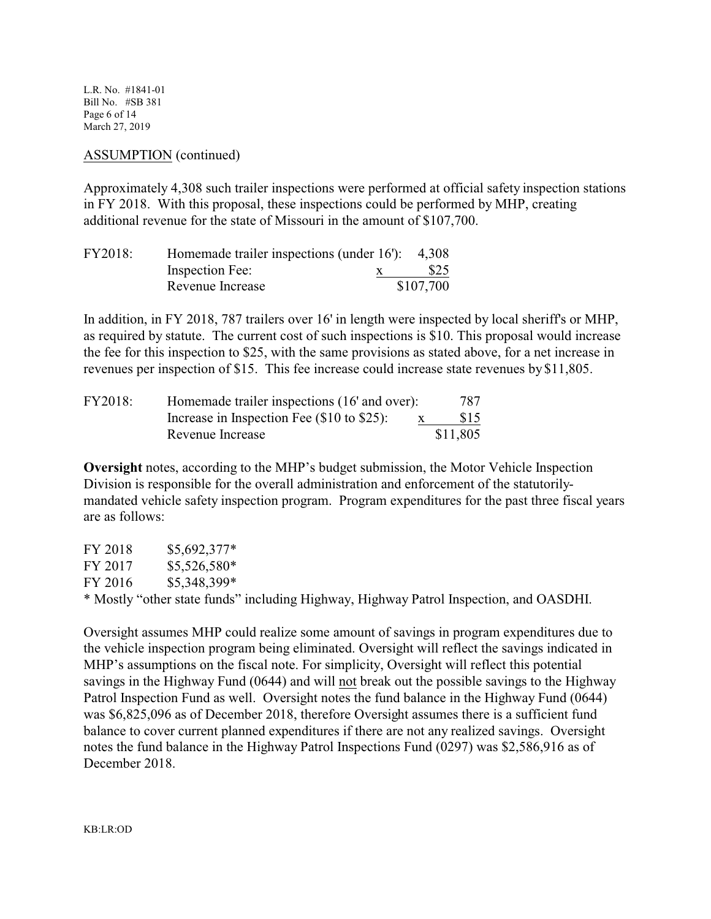ASSUMPTION (continued)

Approximately 4,308 such trailer inspections were performed at official safety inspection stations in FY 2018. With this proposal, these inspections could be performed by MHP, creating additional revenue for the state of Missouri in the amount of $107,700.

| | | |
|---|---|---|
| FY2018: | Homemade trailer inspections (under 16'): | 4,308 |
| | Inspection Fee: | x $25 |
| | Revenue Increase | $107,700 |

In addition, in FY 2018, 787 trailers over 16' in length were inspected by local sheriff's or MHP, as required by statute. The current cost of such inspections is $10. This proposal would increase the fee for this inspection to $25, with the same provisions as stated above, for a net increase in revenues per inspection of $15. This fee increase could increase state revenues by $11,805.

| | | |
|---|---|---|
| FY2018: | Homemade trailer inspections (16' and over): | 787 |
| | Increase in Inspection Fee ($10 to $25): | x $15 |
| | Revenue Increase | $11,805 |

**Oversight** notes, according to the MHP's budget submission, the Motor Vehicle Inspection Division is responsible for the overall administration and enforcement of the statutorily-mandated vehicle safety inspection program. Program expenditures for the past three fiscal years are as follows:

FY 2018 $5,692,377*
FY 2017 $5,526,580*
FY 2016 $5,348,399*
* Mostly "other state funds" including Highway, Highway Patrol Inspection, and OASDHI.

Oversight assumes MHP could realize some amount of savings in program expenditures due to the vehicle inspection program being eliminated. Oversight will reflect the savings indicated in MHP's assumptions on the fiscal note. For simplicity, Oversight will reflect this potential savings in the Highway Fund (0644) and will not break out the possible savings to the Highway Patrol Inspection Fund as well. Oversight notes the fund balance in the Highway Fund (0644) was $6,825,096 as of December 2018, therefore Oversight assumes there is a sufficient fund balance to cover current planned expenditures if there are not any realized savings. Oversight notes the fund balance in the Highway Patrol Inspections Fund (0297) was $2,586,916 as of December 2018.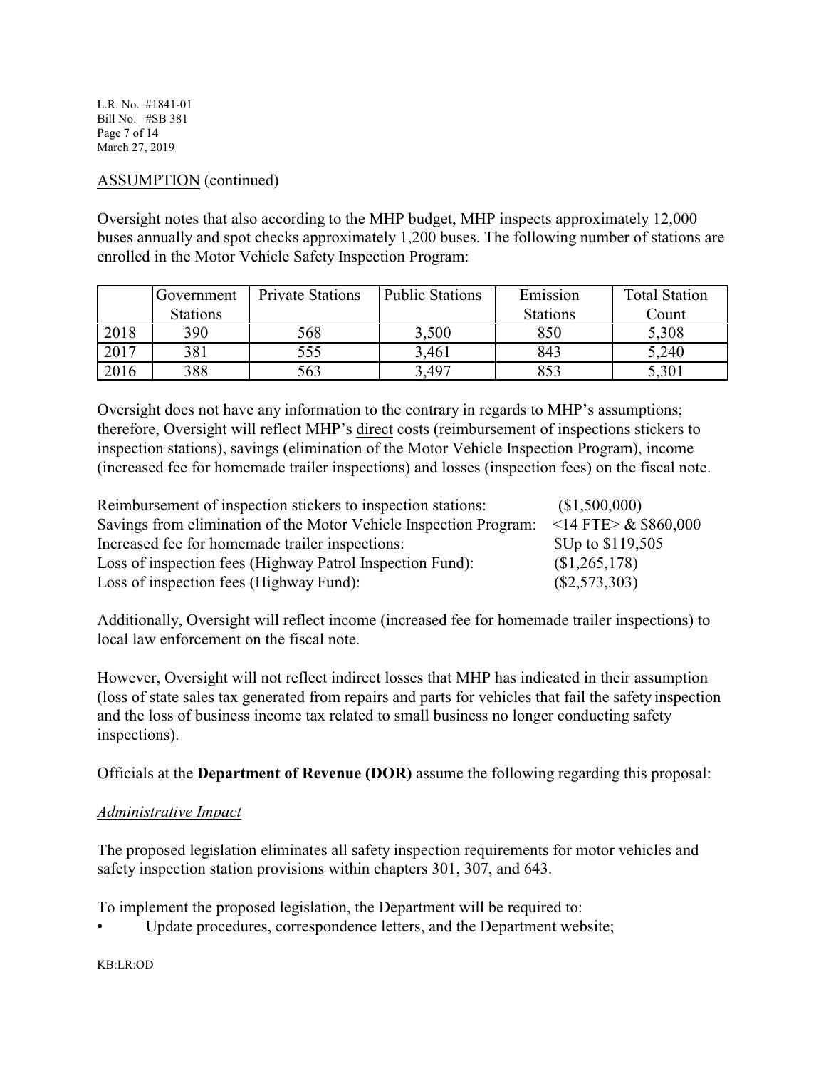ASSUMPTION (continued)

Oversight notes that also according to the MHP budget, MHP inspects approximately 12,000 buses annually and spot checks approximately 1,200 buses. The following number of stations are enrolled in the Motor Vehicle Safety Inspection Program:

| | Government Stations | Private Stations | Public Stations | Emission Stations | Total Station Count |
|---|---|---|---|---|---|
| 2018 | 390 | 568 | 3,500 | 850 | 5,308 |
| 2017 | 381 | 555 | 3,461 | 843 | 5,240 |
| 2016 | 388 | 563 | 3,497 | 853 | 5,301 |

Oversight does not have any information to the contrary in regards to MHP's assumptions; therefore, Oversight will reflect MHP's direct costs (reimbursement of inspections stickers to inspection stations), savings (elimination of the Motor Vehicle Inspection Program), income (increased fee for homemade trailer inspections) and losses (inspection fees) on the fiscal note.

| | |
|---|---|
| Reimbursement of inspection stickers to inspection stations: | ($1,500,000) |
| Savings from elimination of the Motor Vehicle Inspection Program: | <14 FTE> & $860,000 |
| Increased fee for homemade trailer inspections: | $Up to $119,505 |
| Loss of inspection fees (Highway Patrol Inspection Fund): | ($1,265,178) |
| Loss of inspection fees (Highway Fund): | ($2,573,303) |

Additionally, Oversight will reflect income (increased fee for homemade trailer inspections) to local law enforcement on the fiscal note.

However, Oversight will not reflect indirect losses that MHP has indicated in their assumption (loss of state sales tax generated from repairs and parts for vehicles that fail the safety inspection and the loss of business income tax related to small business no longer conducting safety inspections).

Officials at the **Department of Revenue (DOR)** assume the following regarding this proposal:

*Administrative Impact*

The proposed legislation eliminates all safety inspection requirements for motor vehicles and safety inspection station provisions within chapters 301, 307, and 643.

To implement the proposed legislation, the Department will be required to:

- Update procedures, correspondence letters, and the Department website;

KB:LR:OD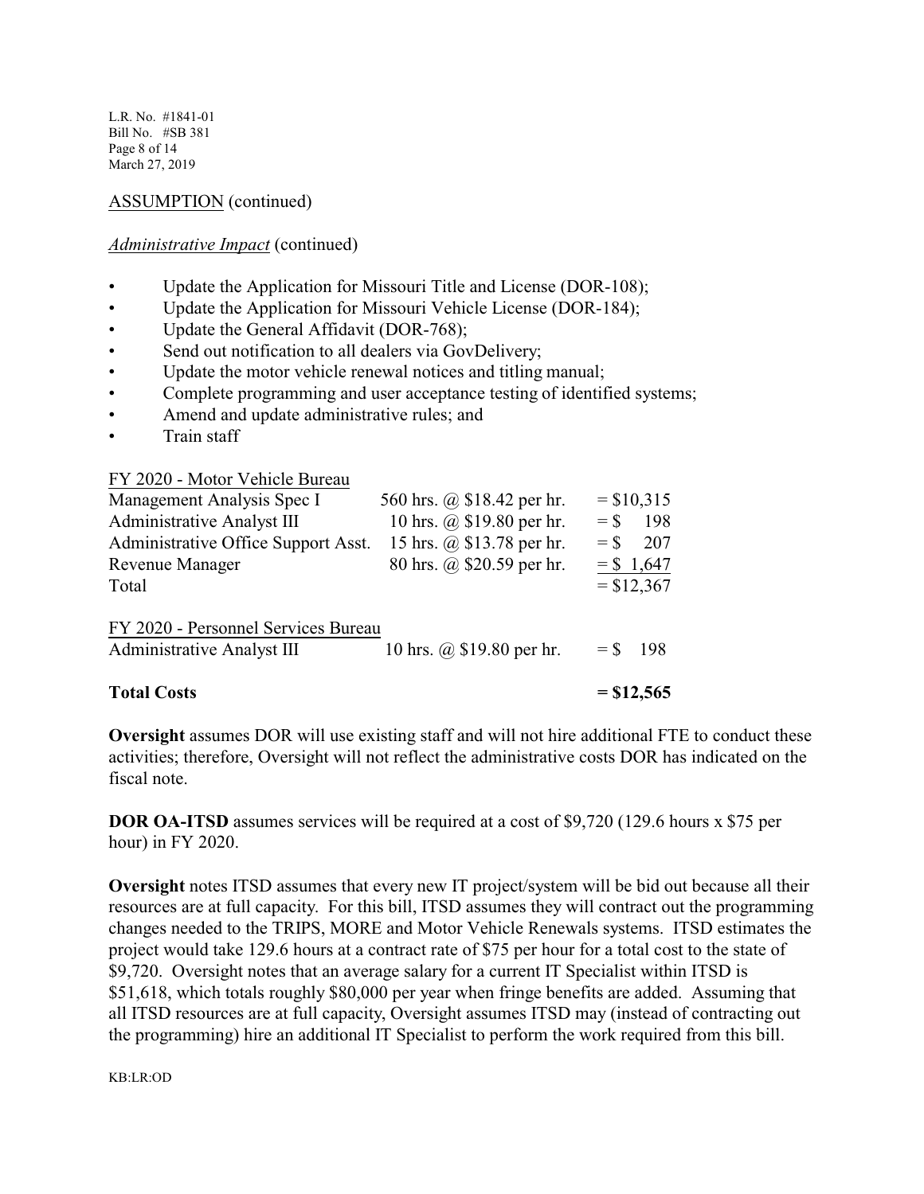ASSUMPTION (continued)

*Administrative Impact* (continued)

- Update the Application for Missouri Title and License (DOR-108);
- Update the Application for Missouri Vehicle License (DOR-184);
- Update the General Affidavit (DOR-768);
- Send out notification to all dealers via GovDelivery;
- Update the motor vehicle renewal notices and titling manual;
- Complete programming and user acceptance testing of identified systems;
- Amend and update administrative rules; and
- Train staff

| FY 2020 - Motor Vehicle Bureau | | |
|---|---|---|
| Management Analysis Spec I | 560 hrs. @ $18.42 per hr. | = $10,315 |
| Administrative Analyst III | 10 hrs. @ $19.80 per hr. | = $ 198 |
| Administrative Office Support Asst. | 15 hrs. @ $13.78 per hr. | = $ 207 |
| Revenue Manager | 80 hrs. @ $20.59 per hr. | = $ 1,647 |
| Total | | = $12,367 |
| | | |
| FY 2020 - Personnel Services Bureau | | |
| Administrative Analyst III | 10 hrs. @ $19.80 per hr. | = $ 198 |
| | | |
| **Total Costs** | | **= $12,565** |

**Oversight** assumes DOR will use existing staff and will not hire additional FTE to conduct these activities; therefore, Oversight will not reflect the administrative costs DOR has indicated on the fiscal note.

**DOR OA-ITSD** assumes services will be required at a cost of $9,720 (129.6 hours x $75 per hour) in FY 2020.

**Oversight** notes ITSD assumes that every new IT project/system will be bid out because all their resources are at full capacity. For this bill, ITSD assumes they will contract out the programming changes needed to the TRIPS, MORE and Motor Vehicle Renewals systems. ITSD estimates the project would take 129.6 hours at a contract rate of $75 per hour for a total cost to the state of $9,720. Oversight notes that an average salary for a current IT Specialist within ITSD is $51,618, which totals roughly $80,000 per year when fringe benefits are added. Assuming that all ITSD resources are at full capacity, Oversight assumes ITSD may (instead of contracting out the programming) hire an additional IT Specialist to perform the work required from this bill.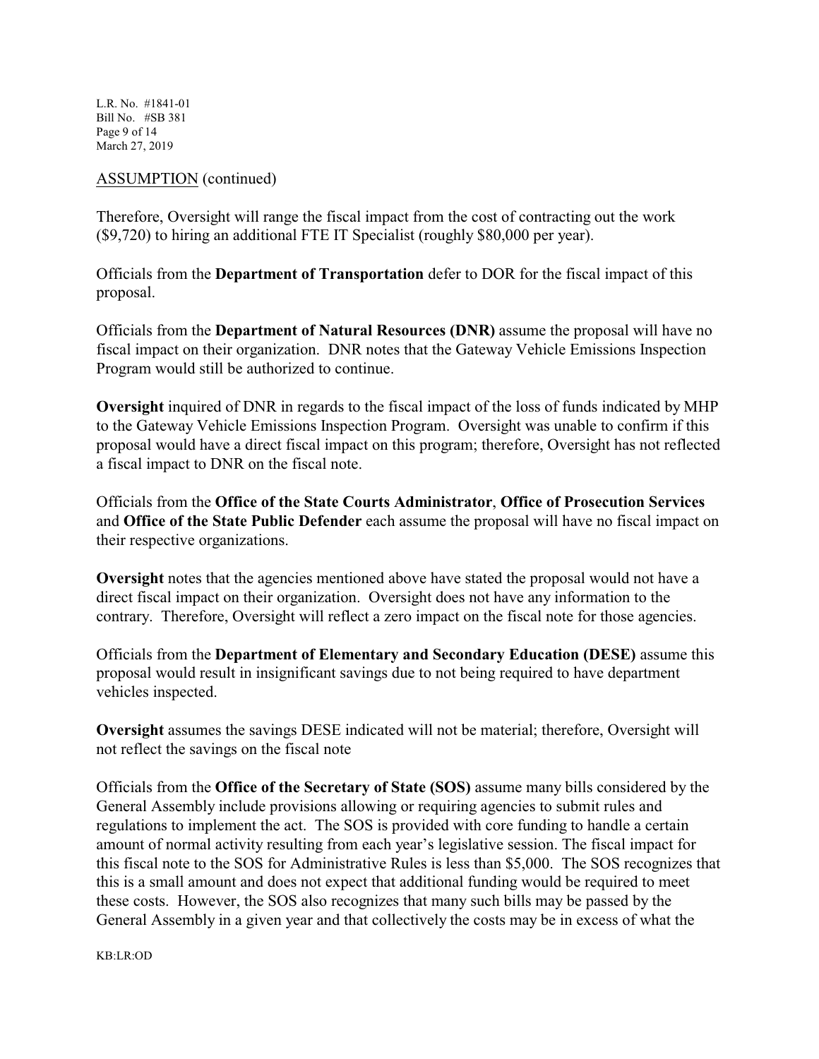ASSUMPTION (continued)

Therefore, Oversight will range the fiscal impact from the cost of contracting out the work ($9,720) to hiring an additional FTE IT Specialist (roughly $80,000 per year).

Officials from the **Department of Transportation** defer to DOR for the fiscal impact of this proposal.

Officials from the **Department of Natural Resources (DNR)** assume the proposal will have no fiscal impact on their organization. DNR notes that the Gateway Vehicle Emissions Inspection Program would still be authorized to continue.

**Oversight** inquired of DNR in regards to the fiscal impact of the loss of funds indicated by MHP to the Gateway Vehicle Emissions Inspection Program. Oversight was unable to confirm if this proposal would have a direct fiscal impact on this program; therefore, Oversight has not reflected a fiscal impact to DNR on the fiscal note.

Officials from the **Office of the State Courts Administrator**, **Office of Prosecution Services** and **Office of the State Public Defender** each assume the proposal will have no fiscal impact on their respective organizations.

**Oversight** notes that the agencies mentioned above have stated the proposal would not have a direct fiscal impact on their organization. Oversight does not have any information to the contrary. Therefore, Oversight will reflect a zero impact on the fiscal note for those agencies.

Officials from the **Department of Elementary and Secondary Education (DESE)** assume this proposal would result in insignificant savings due to not being required to have department vehicles inspected.

**Oversight** assumes the savings DESE indicated will not be material; therefore, Oversight will not reflect the savings on the fiscal note

Officials from the **Office of the Secretary of State (SOS)** assume many bills considered by the General Assembly include provisions allowing or requiring agencies to submit rules and regulations to implement the act. The SOS is provided with core funding to handle a certain amount of normal activity resulting from each year's legislative session. The fiscal impact for this fiscal note to the SOS for Administrative Rules is less than $5,000. The SOS recognizes that this is a small amount and does not expect that additional funding would be required to meet these costs. However, the SOS also recognizes that many such bills may be passed by the General Assembly in a given year and that collectively the costs may be in excess of what the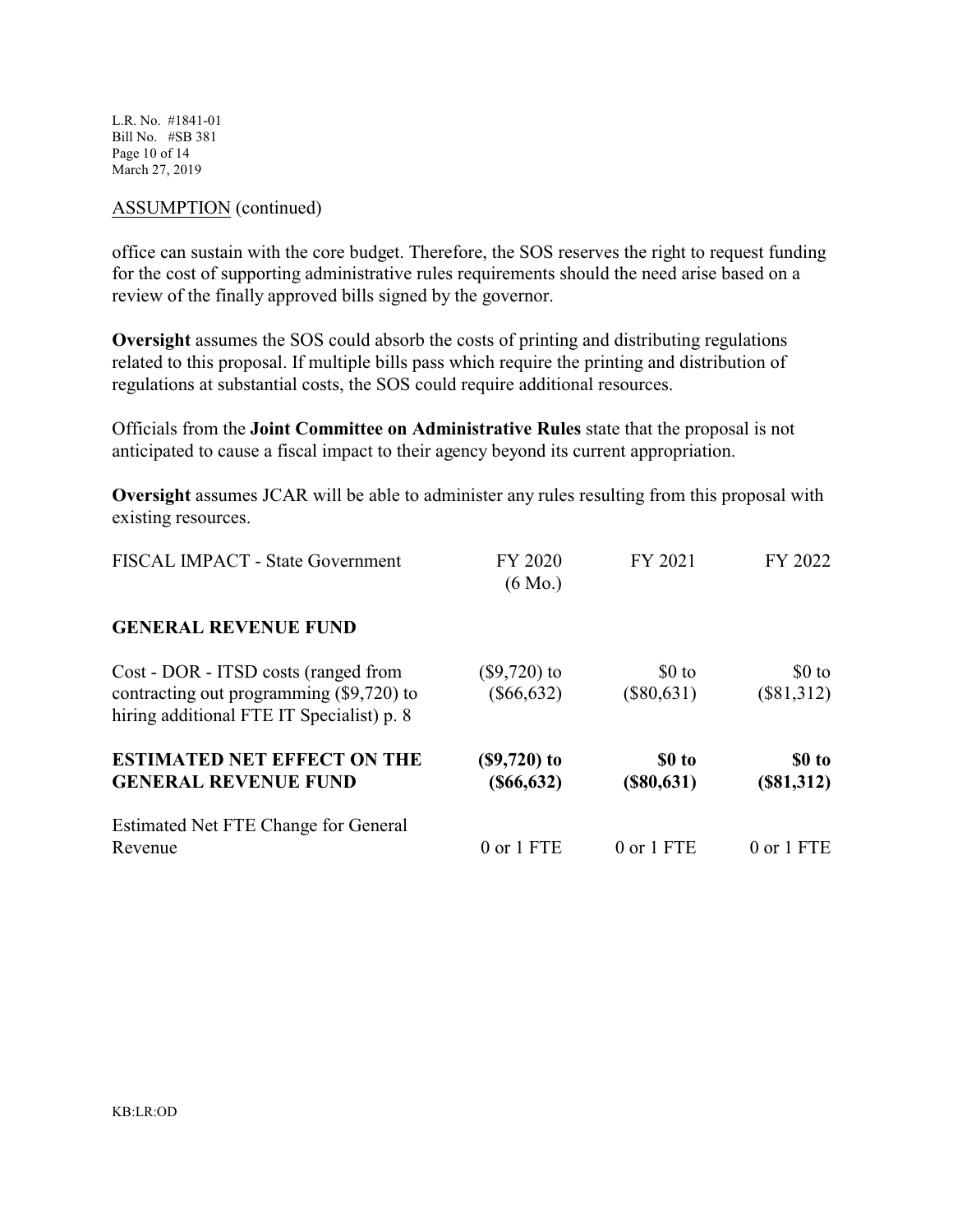ASSUMPTION (continued)

office can sustain with the core budget. Therefore, the SOS reserves the right to request funding for the cost of supporting administrative rules requirements should the need arise based on a review of the finally approved bills signed by the governor.

**Oversight** assumes the SOS could absorb the costs of printing and distributing regulations related to this proposal. If multiple bills pass which require the printing and distribution of regulations at substantial costs, the SOS could require additional resources.

Officials from the **Joint Committee on Administrative Rules** state that the proposal is not anticipated to cause a fiscal impact to their agency beyond its current appropriation.

**Oversight** assumes JCAR will be able to administer any rules resulting from this proposal with existing resources.

| FISCAL IMPACT - State Government | FY 2020 (6 Mo.) | FY 2021 | FY 2022 |
|---|---|---|---|
| **GENERAL REVENUE FUND** | | | |
| Cost - DOR - ITSD costs (ranged from contracting out programming ($9,720) to hiring additional FTE IT Specialist) p. 8 | ($9,720) to ($66,632) | $0 to ($80,631) | $0 to ($81,312) |
| **ESTIMATED NET EFFECT ON THE GENERAL REVENUE FUND** | **($9,720) to ($66,632)** | **$0 to ($80,631)** | **$0 to ($81,312)** |
| Estimated Net FTE Change for General Revenue | 0 or 1 FTE | 0 or 1 FTE | 0 or 1 FTE |

KB:LR:OD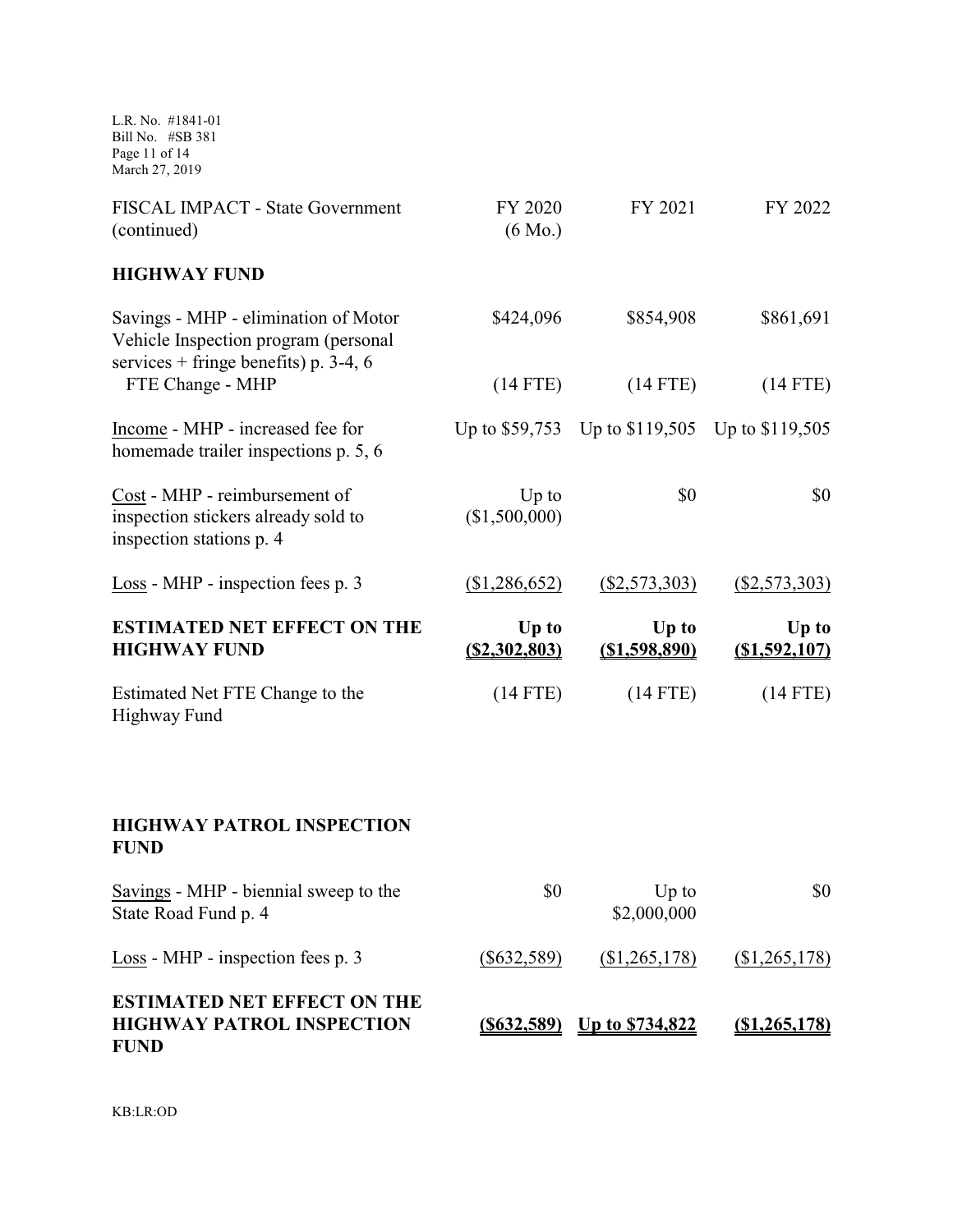| FISCAL IMPACT - State Government (continued) | FY 2020 (6 Mo.) | FY 2021 | FY 2022 |
|---|---|---|---|
| **HIGHWAY FUND** | | | |
| Savings - MHP - elimination of Motor Vehicle Inspection program (personal services + fringe benefits) p. 3-4, 6 | $424,096 | $854,908 | $861,691 |
| FTE Change - MHP | (14 FTE) | (14 FTE) | (14 FTE) |
| Income - MHP - increased fee for homemade trailer inspections p. 5, 6 | Up to $59,753 | Up to $119,505 | Up to $119,505 |
| Cost - MHP - reimbursement of inspection stickers already sold to inspection stations p. 4 | Up to ($1,500,000) | $0 | $0 |
| Loss - MHP - inspection fees p. 3 | ($1,286,652) | ($2,573,303) | ($2,573,303) |
| **ESTIMATED NET EFFECT ON THE HIGHWAY FUND** | **Up to ($2,302,803)** | **Up to ($1,598,890)** | **Up to ($1,592,107)** |
| Estimated Net FTE Change to the Highway Fund | (14 FTE) | (14 FTE) | (14 FTE) |
| | | | |
| **HIGHWAY PATROL INSPECTION FUND** | | | |
| Savings - MHP - biennial sweep to the State Road Fund p. 4 | $0 | Up to $2,000,000 | $0 |
| Loss - MHP - inspection fees p. 3 | ($632,589) | ($1,265,178) | ($1,265,178) |
| **ESTIMATED NET EFFECT ON THE HIGHWAY PATROL INSPECTION FUND** | **($632,589)** | **Up to $734,822** | **($1,265,178)** |

KB:LR:OD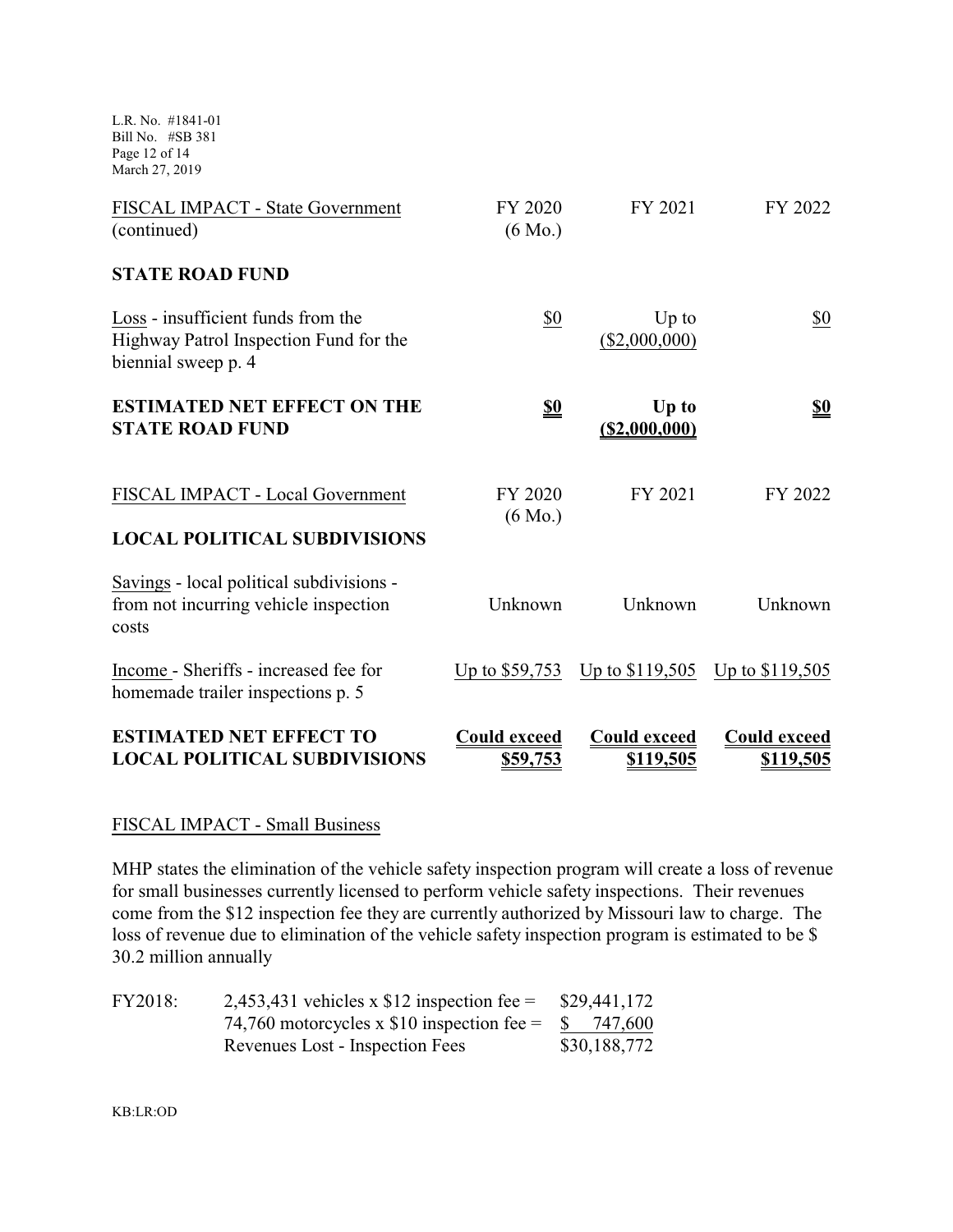L.R. No. #1841-01
Bill No. #SB 381
March 27, 2019

| FISCAL IMPACT - State Government (continued) | FY 2020 (6 Mo.) | FY 2021 | FY 2022 |
|---|---|---|---|
| **STATE ROAD FUND** | | | |
| Loss - insufficient funds from the Highway Patrol Inspection Fund for the biennial sweep p. 4 | $0 | Up to ($2,000,000) | $0 |
| **ESTIMATED NET EFFECT ON THE STATE ROAD FUND** | **$0** | **Up to ($2,000,000)** | **$0** |

| FISCAL IMPACT - Local Government | FY 2020 (6 Mo.) | FY 2021 | FY 2022 |
|---|---|---|---|
| **LOCAL POLITICAL SUBDIVISIONS** | | | |
| Savings - local political subdivisions - from not incurring vehicle inspection costs | Unknown | Unknown | Unknown |
| Income - Sheriffs - increased fee for homemade trailer inspections p. 5 | Up to $59,753 | Up to $119,505 | Up to $119,505 |
| **ESTIMATED NET EFFECT TO LOCAL POLITICAL SUBDIVISIONS** | **Could exceed $59,753** | **Could exceed $119,505** | **Could exceed $119,505** |

## FISCAL IMPACT - Small Business

MHP states the elimination of the vehicle safety inspection program will create a loss of revenue for small businesses currently licensed to perform vehicle safety inspections. Their revenues come from the $12 inspection fee they are currently authorized by Missouri law to charge. The loss of revenue due to elimination of the vehicle safety inspection program is estimated to be $ 30.2 million annually

| | | |
|---|---|---|
| FY2018: | 2,453,431 vehicles x $12 inspection fee = | $29,441,172 |
| | 74,760 motorcycles x $10 inspection fee = | $ 747,600 |
| | Revenues Lost - Inspection Fees | $30,188,772 |

KB:LR:OD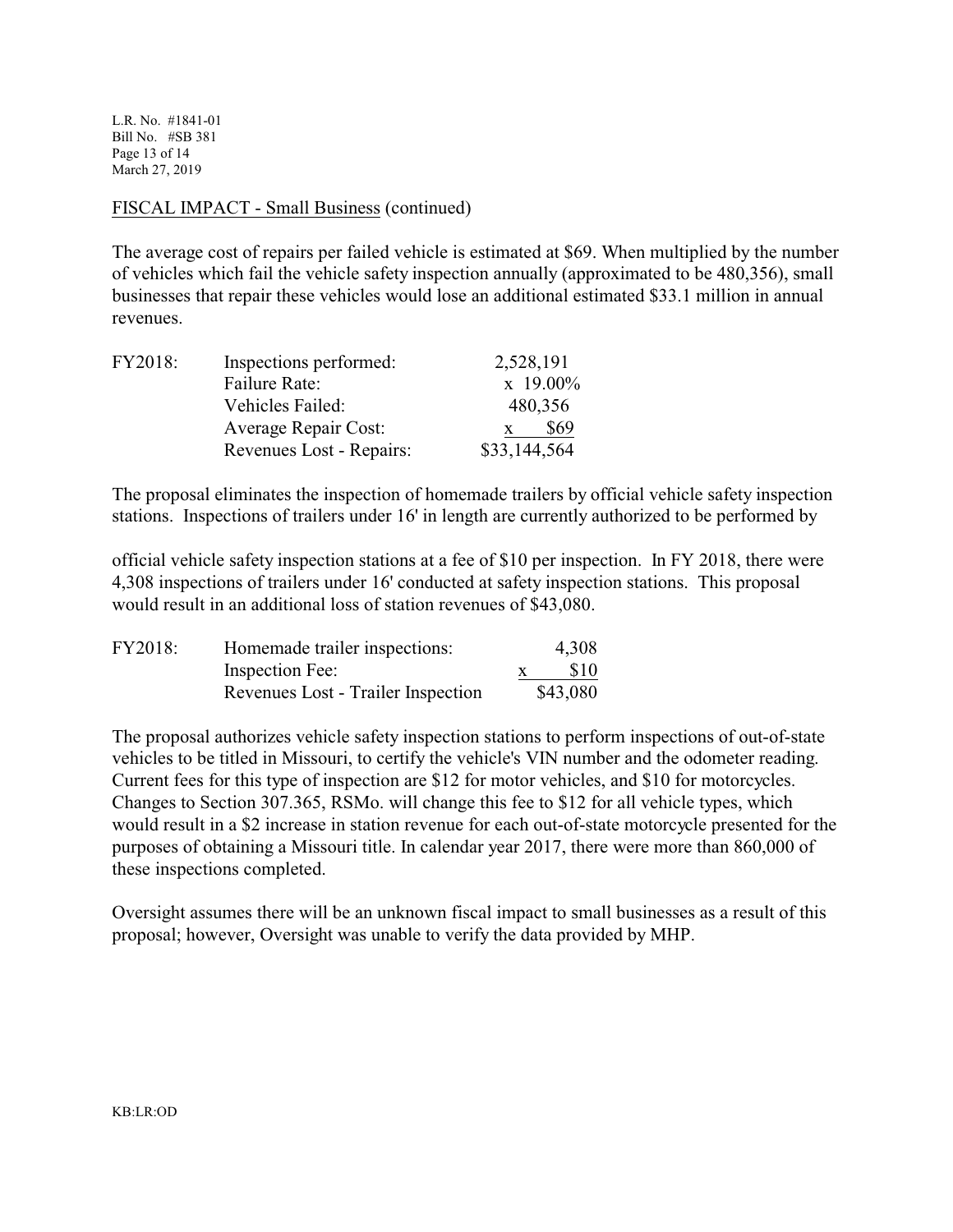FISCAL IMPACT - Small Business (continued)

The average cost of repairs per failed vehicle is estimated at $69. When multiplied by the number of vehicles which fail the vehicle safety inspection annually (approximated to be 480,356), small businesses that repair these vehicles would lose an additional estimated $33.1 million in annual revenues.

| FY2018: | | |
|---|---|---|
| | Inspections performed: | 2,528,191 |
| | Failure Rate: | x 19.00% |
| | Vehicles Failed: | 480,356 |
| | Average Repair Cost: | x $69 |
| | Revenues Lost - Repairs: | $33,144,564 |

The proposal eliminates the inspection of homemade trailers by official vehicle safety inspection stations. Inspections of trailers under 16' in length are currently authorized to be performed by official vehicle safety inspection stations at a fee of $10 per inspection. In FY 2018, there were 4,308 inspections of trailers under 16' conducted at safety inspection stations. This proposal would result in an additional loss of station revenues of $43,080.

| FY2018: | | |
|---|---|---|
| | Homemade trailer inspections: | 4,308 |
| | Inspection Fee: | x $10 |
| | Revenues Lost - Trailer Inspection | $43,080 |

The proposal authorizes vehicle safety inspection stations to perform inspections of out-of-state vehicles to be titled in Missouri, to certify the vehicle's VIN number and the odometer reading. Current fees for this type of inspection are $12 for motor vehicles, and $10 for motorcycles. Changes to Section 307.365, RSMo. will change this fee to $12 for all vehicle types, which would result in a $2 increase in station revenue for each out-of-state motorcycle presented for the purposes of obtaining a Missouri title. In calendar year 2017, there were more than 860,000 of these inspections completed.

Oversight assumes there will be an unknown fiscal impact to small businesses as a result of this proposal; however, Oversight was unable to verify the data provided by MHP.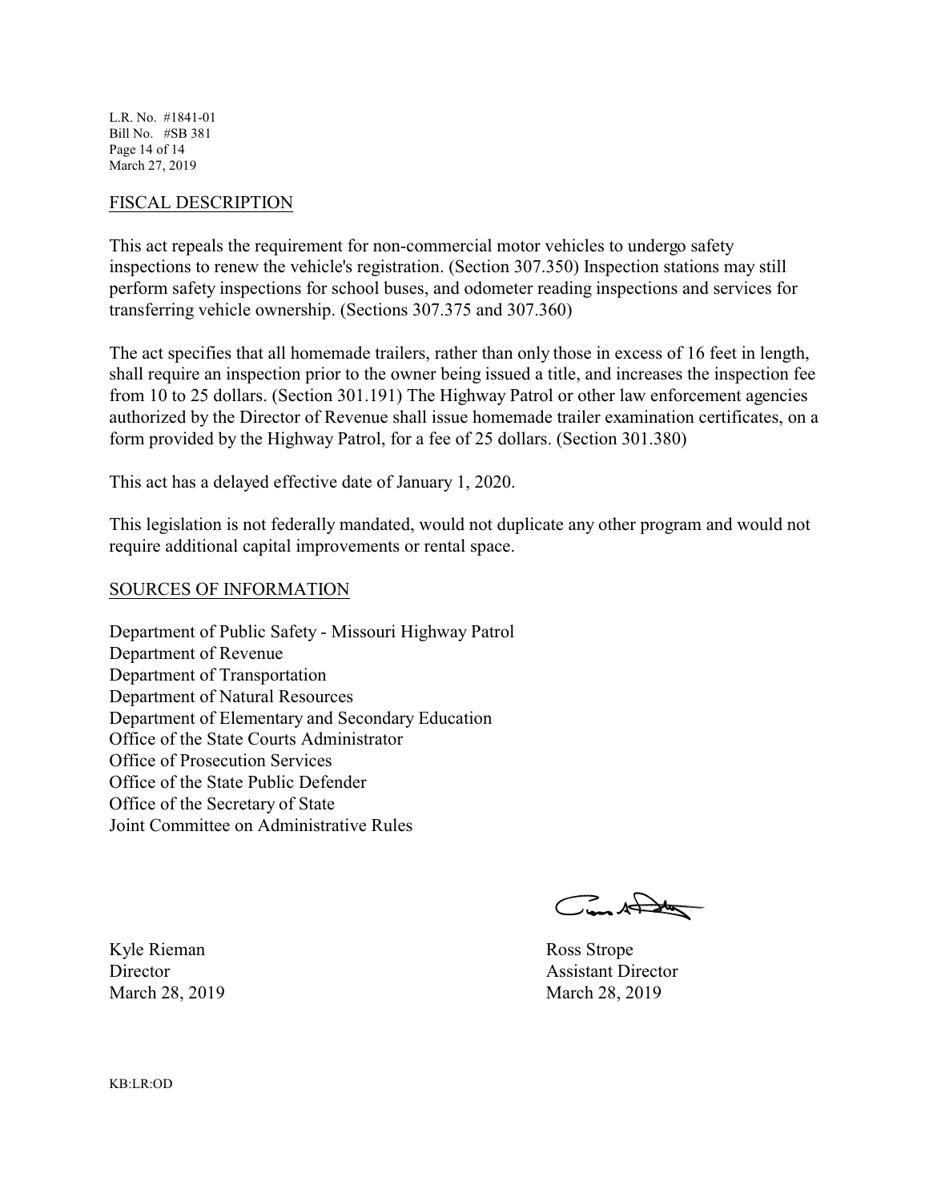## FISCAL DESCRIPTION

This act repeals the requirement for non-commercial motor vehicles to undergo safety inspections to renew the vehicle's registration. (Section 307.350) Inspection stations may still perform safety inspections for school buses, and odometer reading inspections and services for transferring vehicle ownership. (Sections 307.375 and 307.360)

The act specifies that all homemade trailers, rather than only those in excess of 16 feet in length, shall require an inspection prior to the owner being issued a title, and increases the inspection fee from 10 to 25 dollars. (Section 301.191) The Highway Patrol or other law enforcement agencies authorized by the Director of Revenue shall issue homemade trailer examination certificates, on a form provided by the Highway Patrol, for a fee of 25 dollars. (Section 301.380)

This act has a delayed effective date of January 1, 2020.

This legislation is not federally mandated, would not duplicate any other program and would not require additional capital improvements or rental space.

## SOURCES OF INFORMATION

Department of Public Safety - Missouri Highway Patrol
Department of Revenue
Department of Transportation
Department of Natural Resources
Department of Elementary and Secondary Education
Office of the State Courts Administrator
Office of Prosecution Services
Office of the State Public Defender
Office of the Secretary of State
Joint Committee on Administrative Rules

Kyle Rieman
Director
March 28, 2019

Ross Strope
Assistant Director
March 28, 2019

KB:LR:OD